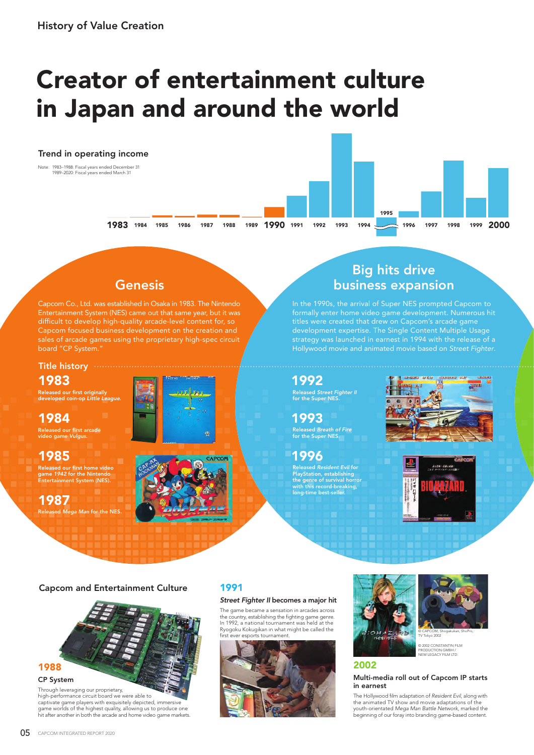History of Value Creation

# Creator of entertainment culture in Japan and around the world

### Trend in operating income

Note: 1983–1988: Fiscal years ended December 31
1989–2020: Fiscal years ended March 31

1983 1984 1985 1986 1987 1988 1989 1990 1991 1992 1993 1994 1995 1996 1997 1998 1999 2000

## Genesis

Capcom Co., Ltd. was established in Osaka in 1983. The Nintendo Entertainment System (NES) came out that same year, but it was difficult to develop high-quality arcade-level content for, so Capcom focused business development on the creation and sales of arcade games using the proprietary high-spec circuit board "CP System."

## Big hits drive business expansion

In the 1990s, the arrival of Super NES prompted Capcom to formally enter home video game development. Numerous hit titles were created that drew on Capcom's arcade game development expertise. The Single Content Multiple Usage strategy was launched in earnest in 1994 with the release of a Hollywood movie and animated movie based on *Street Fighter*.

### Title history

**1983**
Released our first originally developed coin-op *Little League*.

**1984**
Released our first arcade video game *Vulgus*.

**1985**
Released our first home video game *1942* for the Nintendo Entertainment System (NES).

**1987**
Released *Mega Man* for the NES.

**1992**
Released *Street Fighter II* for the Super NES.

**1993**
Released *Breath of Fire* for the Super NES.

**1996**
Released *Resident Evil* for PlayStation, establishing the genre of survival horror with this record-breaking, long-time best-seller.

### Capcom and Entertainment Culture

**1988**

**CP System**

Through leveraging our proprietary, high-performance circuit board we were able to captivate game players with exquisitely depicted, immersive game worlds of the highest quality, allowing us to produce one hit after another in both the arcade and home video game markets.

**1991**

***Street Fighter II* becomes a major hit**

The game became a sensation in arcades across the country, establishing the fighting game genre. In 1992, a national tournament was held at the Ryogoku Kokugikan in what might be called the first ever esports tournament.

© CAPCOM, Shogakukan, ShoPro, TV Tokyo 2002

© 2002 CONSTANTIN FILM PRODUCTION GMBH / NEW LEGACY FILM LTD.

**2002**

**Multi-media roll out of Capcom IP starts in earnest**

The Hollywood film adaptation of *Resident Evil*, along with the animated TV show and movie adaptations of the youth-orientated *Mega Man Battle Network*, marked the beginning of our foray into branding game-based content.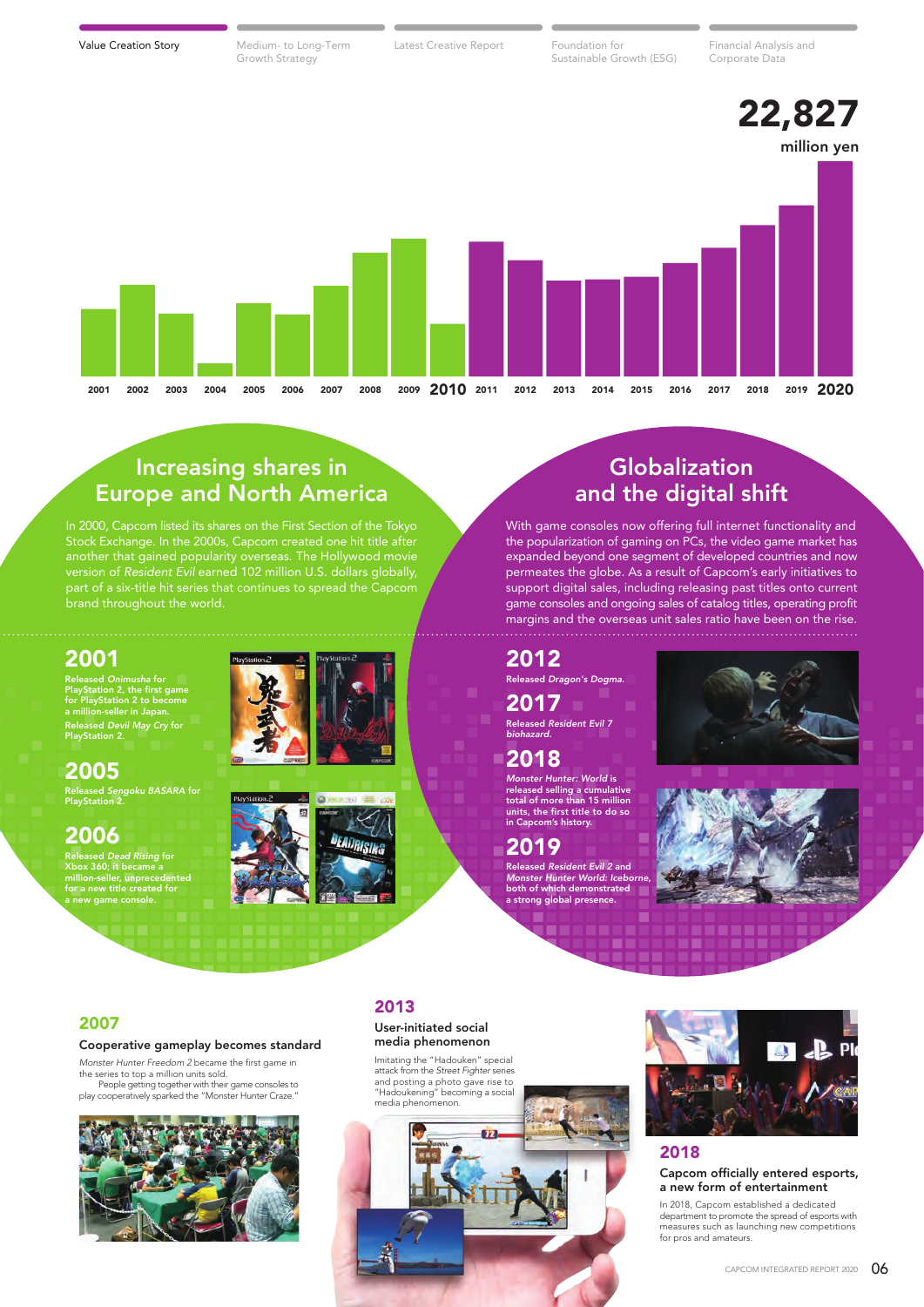22,827
million yen

2001 2002 2003 2004 2005 2006 2007 2008 2009 2010 2011 2012 2013 2014 2015 2016 2017 2018 2019 2020

## Increasing shares in Europe and North America

In 2000, Capcom listed its shares on the First Section of the Tokyo Stock Exchange. In the 2000s, Capcom created one hit title after another that gained popularity overseas. The Hollywood movie version of *Resident Evil* earned 102 million U.S. dollars globally, part of a six-title hit series that continues to spread the Capcom brand throughout the world.

### 2001

Released *Onimusha* for PlayStation 2, the first game for PlayStation 2 to become a million-seller in Japan.

Released *Devil May Cry* for PlayStation 2.

### 2005

Released *Sengoku BASARA* for PlayStation 2.

### 2006

Released *Dead Rising* for Xbox 360; it became a million-seller, unprecedented for a new title created for a new game console.

## Globalization and the digital shift

With game consoles now offering full internet functionality and the popularization of gaming on PCs, the video game market has expanded beyond one segment of developed countries and now permeates the globe. As a result of Capcom's early initiatives to support digital sales, including releasing past titles onto current game consoles and ongoing sales of catalog titles, operating profit margins and the overseas unit sales ratio have been on the rise.

### 2012

Released *Dragon's Dogma*.

### 2017

Released *Resident Evil 7 biohazard*.

### 2018

*Monster Hunter: World* is released selling a cumulative total of more than 15 million units, the first title to do so in Capcom's history.

### 2019

Released *Resident Evil 2* and *Monster Hunter World: Iceborne*, both of which demonstrated a strong global presence.

### 2007

#### Cooperative gameplay becomes standard

*Monster Hunter Freedom 2* became the first game in the series to top a million units sold.

People getting together with their game consoles to play cooperatively sparked the "Monster Hunter Craze."

### 2013

#### User-initiated social media phenomenon

Imitating the "Hadouken" special attack from the *Street Fighter* series and posting a photo gave rise to "Hadoukening" becoming a social media phenomenon.

### 2018

#### Capcom officially entered esports, a new form of entertainment

In 2018, Capcom established a dedicated department to promote the spread of esports with measures such as launching new competitions for pros and amateurs.